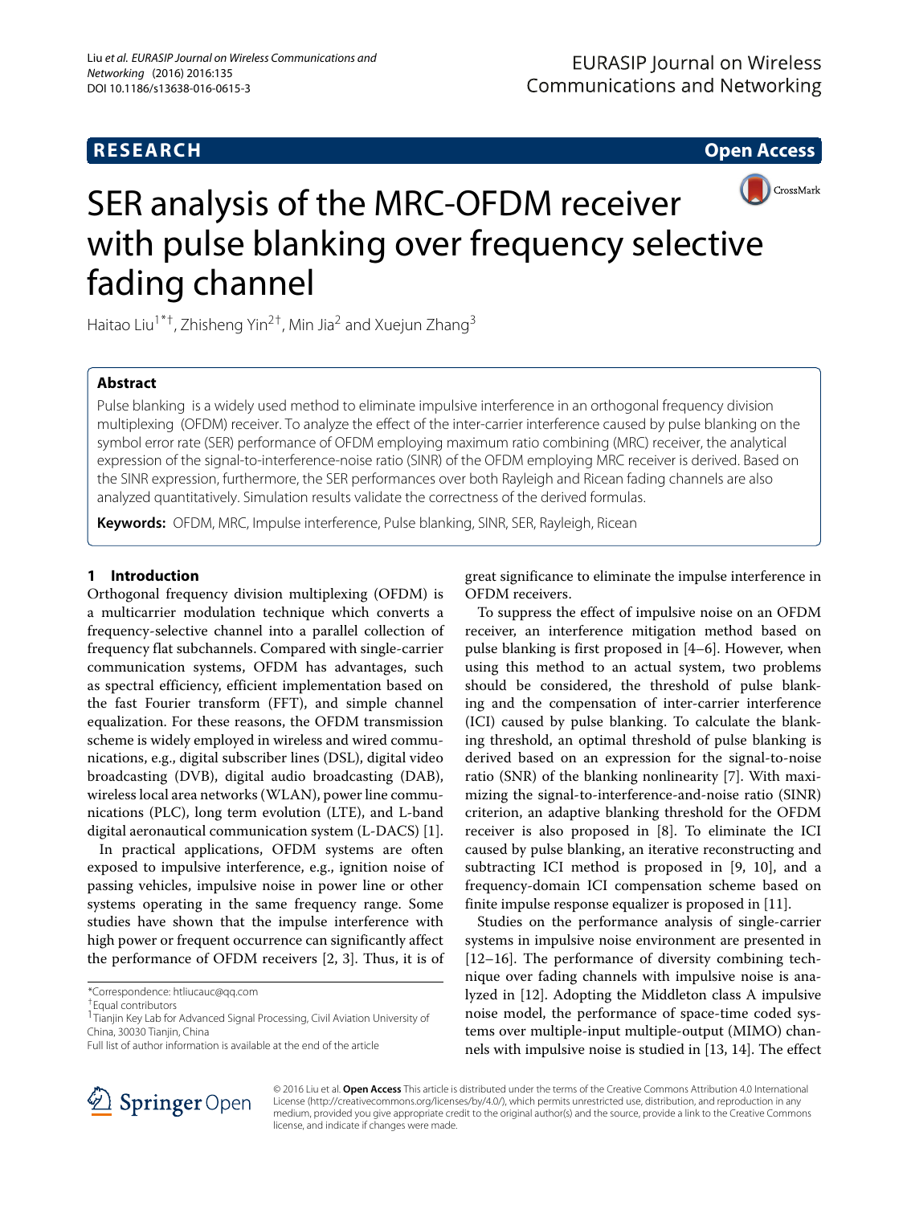RESEARCH

Open Access

# SER analysis of the MRC-OFDM receiver with pulse blanking over frequency selective fading channel

Haitao Liu[1*†], Zhisheng Yin[2†], Min Jia[2] and Xuejun Zhang[3]

## Abstract

Pulse blanking is a widely used method to eliminate impulsive interference in an orthogonal frequency division multiplexing (OFDM) receiver. To analyze the effect of the inter-carrier interference caused by pulse blanking on the symbol error rate (SER) performance of OFDM employing maximum ratio combining (MRC) receiver, the analytical expression of the signal-to-interference-noise ratio (SINR) of the OFDM employing MRC receiver is derived. Based on the SINR expression, furthermore, the SER performances over both Rayleigh and Ricean fading channels are also analyzed quantitatively. Simulation results validate the correctness of the derived formulas.

**Keywords:** OFDM, MRC, Impulse interference, Pulse blanking, SINR, SER, Rayleigh, Ricean

## 1 Introduction

Orthogonal frequency division multiplexing (OFDM) is a multicarrier modulation technique which converts a frequency-selective channel into a parallel collection of frequency flat subchannels. Compared with single-carrier communication systems, OFDM has advantages, such as spectral efficiency, efficient implementation based on the fast Fourier transform (FFT), and simple channel equalization. For these reasons, the OFDM transmission scheme is widely employed in wireless and wired communications, e.g., digital subscriber lines (DSL), digital video broadcasting (DVB), digital audio broadcasting (DAB), wireless local area networks (WLAN), power line communications (PLC), long term evolution (LTE), and L-band digital aeronautical communication system (L-DACS) [1].

In practical applications, OFDM systems are often exposed to impulsive interference, e.g., ignition noise of passing vehicles, impulsive noise in power line or other systems operating in the same frequency range. Some studies have shown that the impulse interference with high power or frequent occurrence can significantly affect the performance of OFDM receivers [2, 3]. Thus, it is of great significance to eliminate the impulse interference in OFDM receivers.

To suppress the effect of impulsive noise on an OFDM receiver, an interference mitigation method based on pulse blanking is first proposed in [4–6]. However, when using this method to an actual system, two problems should be considered, the threshold of pulse blanking and the compensation of inter-carrier interference (ICI) caused by pulse blanking. To calculate the blanking threshold, an optimal threshold of pulse blanking is derived based on an expression for the signal-to-noise ratio (SNR) of the blanking nonlinearity [7]. With maximizing the signal-to-interference-and-noise ratio (SINR) criterion, an adaptive blanking threshold for the OFDM receiver is also proposed in [8]. To eliminate the ICI caused by pulse blanking, an iterative reconstructing and subtracting ICI method is proposed in [9, 10], and a frequency-domain ICI compensation scheme based on finite impulse response equalizer is proposed in [11].

Studies on the performance analysis of single-carrier systems in impulsive noise environment are presented in [12–16]. The performance of diversity combining technique over fading channels with impulsive noise is analyzed in [12]. Adopting the Middleton class A impulsive noise model, the performance of space-time coded systems over multiple-input multiple-output (MIMO) channels with impulsive noise is studied in [13, 14]. The effect

*Correspondence: htliucauc@qq.com
†Equal contributors
[1]Tianjin Key Lab for Advanced Signal Processing, Civil Aviation University of China, 30030 Tianjin, China
Full list of author information is available at the end of the article

© 2016 Liu et al. **Open Access** This article is distributed under the terms of the Creative Commons Attribution 4.0 International License (http://creativecommons.org/licenses/by/4.0/), which permits unrestricted use, distribution, and reproduction in any medium, provided you give appropriate credit to the original author(s) and the source, provide a link to the Creative Commons license, and indicate if changes were made.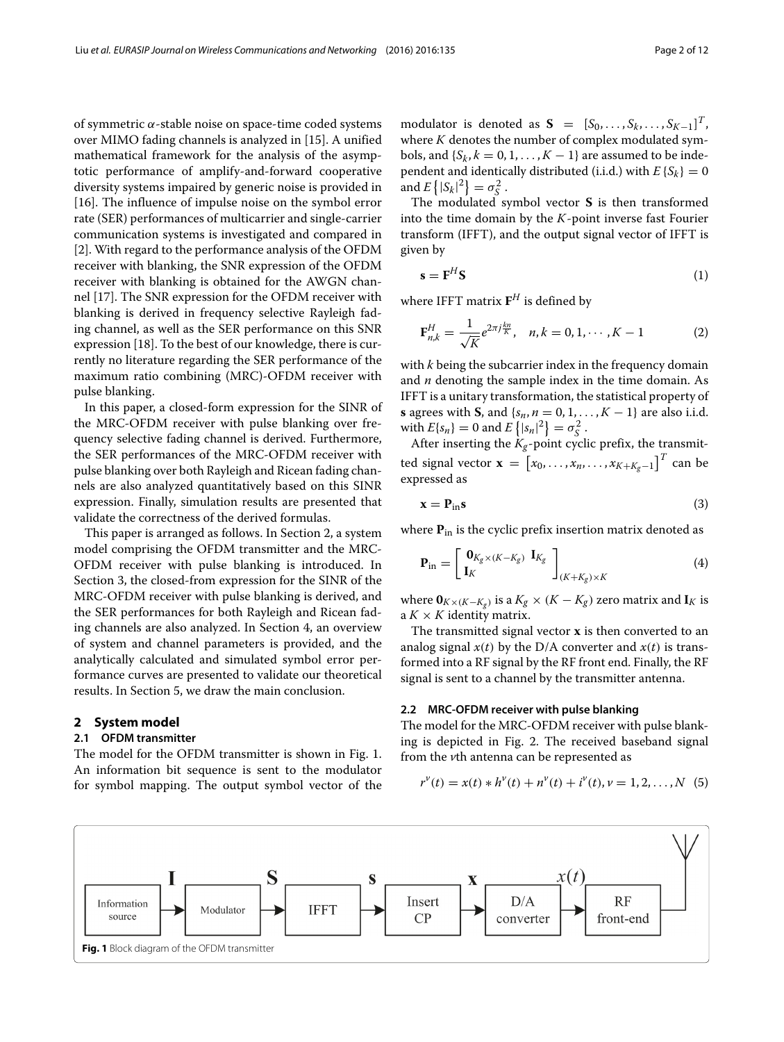of symmetric $\alpha$-stable noise on space-time coded systems over MIMO fading channels is analyzed in [15]. A unified mathematical framework for the analysis of the asymptotic performance of amplify-and-forward cooperative diversity systems impaired by generic noise is provided in [16]. The influence of impulse noise on the symbol error rate (SER) performances of multicarrier and single-carrier communication systems is investigated and compared in [2]. With regard to the performance analysis of the OFDM receiver with blanking, the SNR expression of the OFDM receiver with blanking is obtained for the AWGN channel [17]. The SNR expression for the OFDM receiver with blanking is derived in frequency selective Rayleigh fading channel, as well as the SER performance on this SNR expression [18]. To the best of our knowledge, there is currently no literature regarding the SER performance of the maximum ratio combining (MRC)-OFDM receiver with pulse blanking.

In this paper, a closed-form expression for the SINR of the MRC-OFDM receiver with pulse blanking over frequency selective fading channel is derived. Furthermore, the SER performances of the MRC-OFDM receiver with pulse blanking over both Rayleigh and Ricean fading channels are also analyzed quantitatively based on this SINR expression. Finally, simulation results are presented that validate the correctness of the derived formulas.

This paper is arranged as follows. In Section 2, a system model comprising the OFDM transmitter and the MRC-OFDM receiver with pulse blanking is introduced. In Section 3, the closed-from expression for the SINR of the MRC-OFDM receiver with pulse blanking is derived, and the SER performances for both Rayleigh and Ricean fading channels are also analyzed. In Section 4, an overview of system and channel parameters is provided, and the analytically calculated and simulated symbol error performance curves are presented to validate our theoretical results. In Section 5, we draw the main conclusion.

## 2 System model

### 2.1 OFDM transmitter

The model for the OFDM transmitter is shown in Fig. 1. An information bit sequence is sent to the modulator for symbol mapping. The output symbol vector of the modulator is denoted as $\mathbf{S} = [S_0, \ldots, S_k, \ldots, S_{K-1}]^T$, where $K$ denotes the number of complex modulated symbols, and $\{S_k, k = 0, 1, \ldots, K-1\}$ are assumed to be independent and identically distributed (i.i.d.) with $E\{S_k\} = 0$ and $E\{|S_k|^2\} = \sigma_S^2$.

The modulated symbol vector $\mathbf{S}$ is then transformed into the time domain by the $K$-point inverse fast Fourier transform (IFFT), and the output signal vector of IFFT is given by

$$\mathbf{s} = \mathbf{F}^H \mathbf{S} \tag{1}$$

where IFFT matrix $\mathbf{F}^H$ is defined by

$$\mathbf{F}^H_{n,k} = \frac{1}{\sqrt{K}} e^{2\pi j \frac{kn}{K}}, \quad n, k = 0, 1, \cdots, K-1 \tag{2}$$

with $k$ being the subcarrier index in the frequency domain and $n$ denoting the sample index in the time domain. As IFFT is a unitary transformation, the statistical property of $\mathbf{s}$ agrees with $\mathbf{S}$, and $\{s_n, n = 0, 1, \ldots, K-1\}$ are also i.i.d. with $E\{s_n\} = 0$ and $E\{|s_n|^2\} = \sigma_S^2$.

After inserting the $K_g$-point cyclic prefix, the transmitted signal vector $\mathbf{x} = [x_0, \ldots, x_n, \ldots, x_{K+K_g-1}]^T$ can be expressed as

$$\mathbf{x} = \mathbf{P}_{\text{in}} \mathbf{s} \tag{3}$$

where $\mathbf{P}_{\text{in}}$ is the cyclic prefix insertion matrix denoted as

$$\mathbf{P}_{\text{in}} = \begin{bmatrix} \mathbf{0}_{K_g \times (K-K_g)} & \mathbf{I}_{K_g} \\ \mathbf{I}_K & \end{bmatrix}_{(K+K_g) \times K} \tag{4}$$

where $\mathbf{0}_{K \times (K-K_g)}$ is a $K_g \times (K-K_g)$ zero matrix and $\mathbf{I}_K$ is a $K \times K$ identity matrix.

The transmitted signal vector $\mathbf{x}$ is then converted to an analog signal $x(t)$ by the D/A converter and $x(t)$ is transformed into a RF signal by the RF front end. Finally, the RF signal is sent to a channel by the transmitter antenna.

### 2.2 MRC-OFDM receiver with pulse blanking

The model for the MRC-OFDM receiver with pulse blanking is depicted in Fig. 2. The received baseband signal from the $\nu$th antenna can be represented as

$$r^\nu(t) = x(t) * h^\nu(t) + n^\nu(t) + i^\nu(t), \nu = 1, 2, \ldots, N \tag{5}$$

**Fig. 1** Block diagram of the OFDM transmitter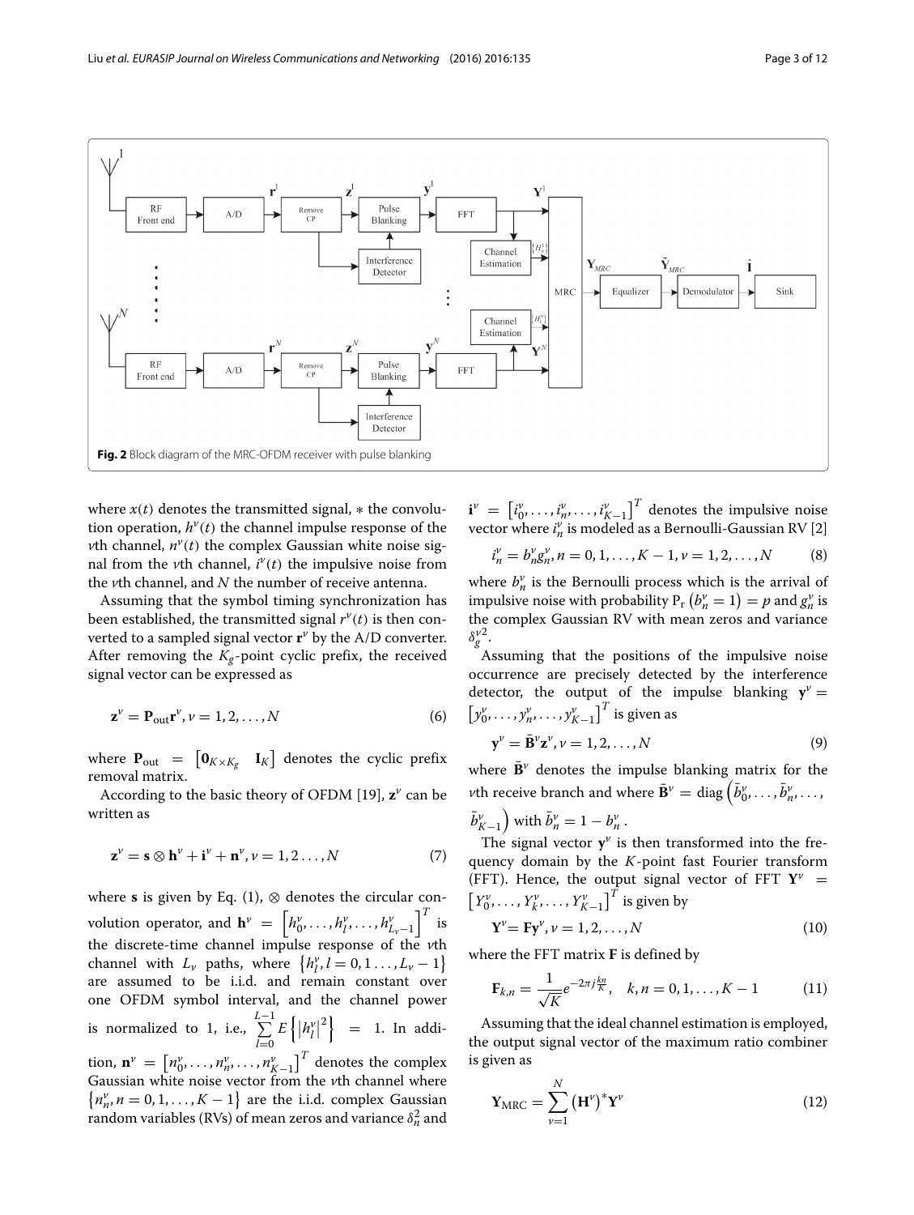Fig. 2 Block diagram of the MRC-OFDM receiver with pulse blanking

where $x(t)$ denotes the transmitted signal, $*$ the convolution operation, $h^{\nu}(t)$ the channel impulse response of the $\nu$th channel, $n^{\nu}(t)$ the complex Gaussian white noise signal from the $\nu$th channel, $i^{\nu}(t)$ the impulsive noise from the $\nu$th channel, and $N$ the number of receive antenna.

Assuming that the symbol timing synchronization has been established, the transmitted signal $r^{\nu}(t)$ is then converted to a sampled signal vector $\mathbf{r}^{\nu}$ by the A/D converter. After removing the $K_g$-point cyclic prefix, the received signal vector can be expressed as

$$\mathbf{z}^{\nu} = \mathbf{P}_{\text{out}}\mathbf{r}^{\nu}, \nu = 1, 2, \ldots, N \tag{6}$$

where $\mathbf{P}_{\text{out}} = \begin{bmatrix} \mathbf{0}_{K \times K_g} & \mathbf{I}_K \end{bmatrix}$ denotes the cyclic prefix removal matrix.

According to the basic theory of OFDM [19], $\mathbf{z}^{\nu}$ can be written as

$$\mathbf{z}^{\nu} = \mathbf{s} \otimes \mathbf{h}^{\nu} + \mathbf{i}^{\nu} + \mathbf{n}^{\nu}, \nu = 1, 2 \ldots, N \tag{7}$$

where $\mathbf{s}$ is given by Eq. (1), $\otimes$ denotes the circular convolution operator, and $\mathbf{h}^{\nu} = \left[h_0^{\nu}, \ldots, h_l^{\nu}, \ldots, h_{L_{\nu}-1}^{\nu}\right]^T$ is the discrete-time channel impulse response of the $\nu$th channel with $L_{\nu}$ paths, where $\left\{h_l^{\nu}, l = 0, 1 \ldots, L_{\nu} - 1\right\}$ are assumed to be i.i.d. and remain constant over one OFDM symbol interval, and the channel power is normalized to 1, i.e., $\sum\limits_{l=0}^{L-1} E\left\{\left|h_l^{\nu}\right|^2\right\} = 1$. In addition, $\mathbf{n}^{\nu} = \left[n_0^{\nu}, \ldots, n_n^{\nu}, \ldots, n_{K-1}^{\nu}\right]^T$ denotes the complex Gaussian white noise vector from the $\nu$th channel where $\left\{n_n^{\nu}, n = 0, 1, \ldots, K - 1\right\}$ are the i.i.d. complex Gaussian random variables (RVs) of mean zeros and variance $\delta_n^2$ and $\mathbf{i}^{\nu} = \left[i_0^{\nu}, \ldots, i_n^{\nu}, \ldots, i_{K-1}^{\nu}\right]^T$ denotes the impulsive noise vector where $i_n^{\nu}$ is modeled as a Bernoulli-Gaussian RV [2]

$$i_n^{\nu} = b_n^{\nu} g_n^{\nu}, n = 0, 1, \ldots, K - 1, \nu = 1, 2, \ldots, N \tag{8}$$

where $b_n^{\nu}$ is the Bernoulli process which is the arrival of impulsive noise with probability $\mathrm{P_r}\left(b_n^{\nu} = 1\right) = p$ and $g_n^{\nu}$ is the complex Gaussian RV with mean zeros and variance $\delta_g^{\nu 2}$.

Assuming that the positions of the impulsive noise occurrence are precisely detected by the interference detector, the output of the impulse blanking $\mathbf{y}^{\nu} = \left[y_0^{\nu}, \ldots, y_n^{\nu}, \ldots, y_{K-1}^{\nu}\right]^T$ is given as

$$\mathbf{y}^{\nu} = \bar{\mathbf{B}}^{\nu}\mathbf{z}^{\nu}, \nu = 1, 2, \ldots, N \tag{9}$$

where $\bar{\mathbf{B}}^{\nu}$ denotes the impulse blanking matrix for the $\nu$th receive branch and where $\bar{\mathbf{B}}^{\nu} = \mathrm{diag}\left(\bar{b}_0^{\nu}, \ldots, \bar{b}_n^{\nu}, \ldots, \bar{b}_{K-1}^{\nu}\right)$ with $\bar{b}_n^{\nu} = 1 - b_n^{\nu}$.

The signal vector $\mathbf{y}^{\nu}$ is then transformed into the frequency domain by the $K$-point fast Fourier transform (FFT). Hence, the output signal vector of FFT $\mathbf{Y}^{\nu} = \left[Y_0^{\nu}, \ldots, Y_k^{\nu}, \ldots, Y_{K-1}^{\nu}\right]^T$ is given by

$$\mathbf{Y}^{\nu} = \mathbf{F}\mathbf{y}^{\nu}, \nu = 1, 2, \ldots, N \tag{10}$$

where the FFT matrix $\mathbf{F}$ is defined by

$$\mathbf{F}_{k,n} = \frac{1}{\sqrt{K}} e^{-2\pi j \frac{kn}{K}}, \quad k, n = 0, 1, \ldots, K - 1 \tag{11}$$

Assuming that the ideal channel estimation is employed, the output signal vector of the maximum ratio combiner is given as

$$\mathbf{Y}_{\text{MRC}} = \sum_{\nu=1}^{N} \left(\mathbf{H}^{\nu}\right)^* \mathbf{Y}^{\nu} \tag{12}$$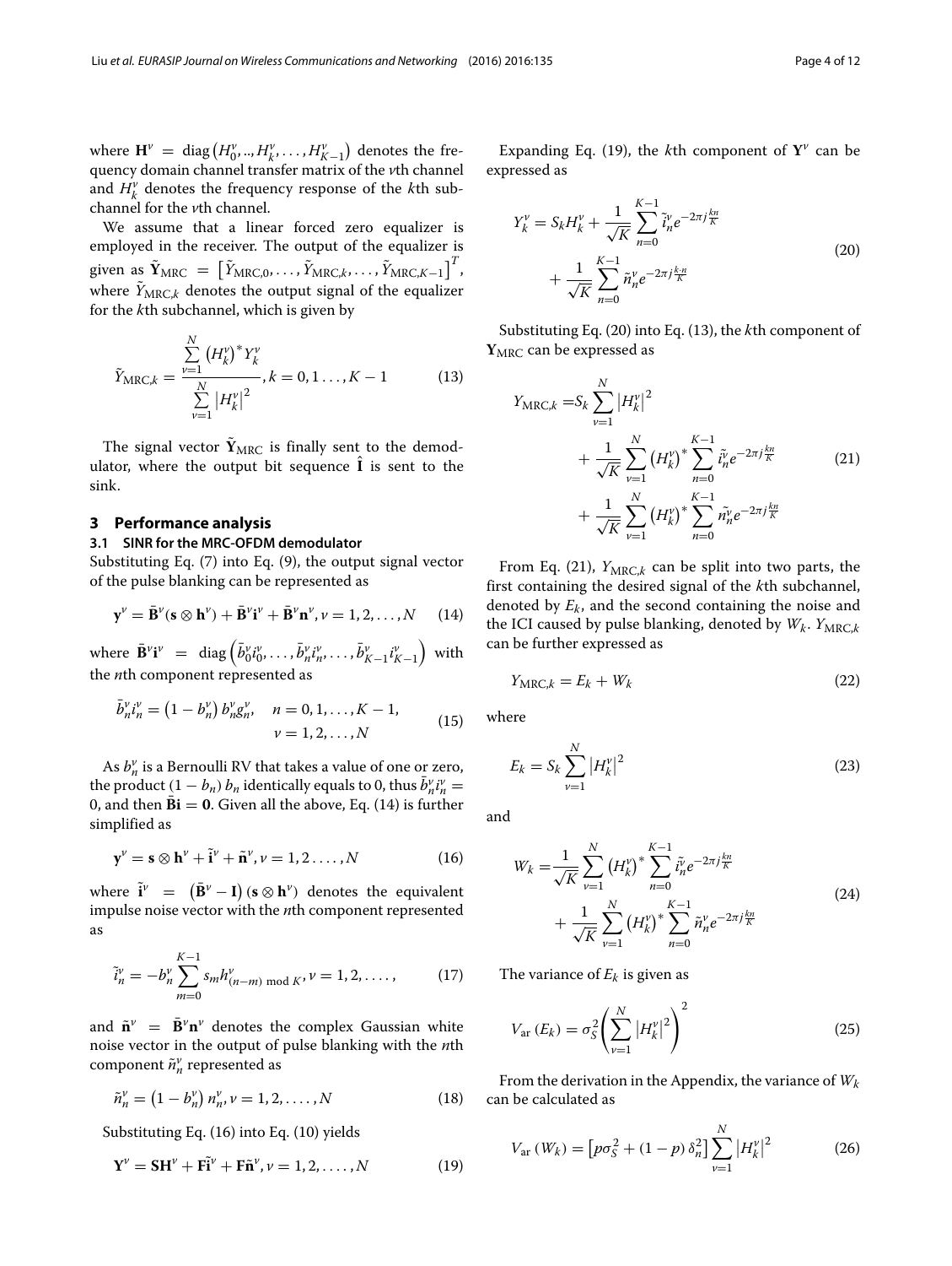where $\mathbf{H}^{\nu} = \operatorname{diag}\left(H_0^{\nu}, .., H_k^{\nu}, \ldots, H_{K-1}^{\nu}\right)$ denotes the frequency domain channel transfer matrix of the $\nu$th channel and $H_k^{\nu}$ denotes the frequency response of the $k$th subchannel for the $\nu$th channel.

We assume that a linear forced zero equalizer is employed in the receiver. The output of the equalizer is given as $\tilde{\mathbf{Y}}_{\text{MRC}} = \left[\tilde{Y}_{\text{MRC},0}, \ldots, \tilde{Y}_{\text{MRC},k}, \ldots, \tilde{Y}_{\text{MRC},K-1}\right]^T$, where $\tilde{Y}_{\text{MRC},k}$ denotes the output signal of the equalizer for the $k$th subchannel, which is given by

$$\tilde{Y}_{\text{MRC},k} = \frac{\sum_{\nu=1}^{N}\left(H_k^{\nu}\right)^* Y_k^{\nu}}{\sum_{\nu=1}^{N}\left|H_k^{\nu}\right|^2}, k = 0, 1 \ldots, K-1 \tag{13}$$

The signal vector $\tilde{\mathbf{Y}}_{\text{MRC}}$ is finally sent to the demodulator, where the output bit sequence $\hat{\mathbf{I}}$ is sent to the sink.

## 3 Performance analysis

### 3.1 SINR for the MRC-OFDM demodulator

Substituting Eq. (7) into Eq. (9), the output signal vector of the pulse blanking can be represented as

$$\mathbf{y}^{\nu} = \bar{\mathbf{B}}^{\nu}(\mathbf{s} \otimes \mathbf{h}^{\nu}) + \bar{\mathbf{B}}^{\nu}\mathbf{i}^{\nu} + \bar{\mathbf{B}}^{\nu}\mathbf{n}^{\nu}, \nu = 1, 2, \ldots, N \tag{14}$$

where $\bar{\mathbf{B}}^{\nu}\mathbf{i}^{\nu} = \operatorname{diag}\left(\bar{b}_0^{\nu} i_0^{\nu}, \ldots, \bar{b}_n^{\nu} i_n^{\nu}, \ldots, \bar{b}_{K-1}^{\nu} i_{K-1}^{\nu}\right)$ with the $n$th component represented as

$$\bar{b}_n^{\nu} i_n^{\nu} = \left(1 - b_n^{\nu}\right) b_n^{\nu} g_n^{\nu}, \quad n = 0, 1, \ldots, K-1, \quad \nu = 1, 2, \ldots, N \tag{15}$$

As $b_n^{\nu}$ is a Bernoulli RV that takes a value of one or zero, the product $(1 - b_n)\, b_n$ identically equals to 0, thus $\bar{b}_n^{\nu} i_n^{\nu} = 0$, and then $\bar{\mathbf{B}}\mathbf{i} = \mathbf{0}$. Given all the above, Eq. (14) is further simplified as

$$\mathbf{y}^{\nu} = \mathbf{s} \otimes \mathbf{h}^{\nu} + \tilde{\mathbf{i}}^{\nu} + \tilde{\mathbf{n}}^{\nu}, \nu = 1, 2 \ldots, N \tag{16}$$

where $\tilde{\mathbf{i}}^{\nu} = \left(\bar{\mathbf{B}}^{\nu} - \mathbf{I}\right)(\mathbf{s} \otimes \mathbf{h}^{\nu})$ denotes the equivalent impulse noise vector with the $n$th component represented as

$$\tilde{i}_n^{\nu} = -b_n^{\nu} \sum_{m=0}^{K-1} s_m h_{(n-m) \bmod K}^{\nu}, \nu = 1, 2, \ldots, \tag{17}$$

and $\tilde{\mathbf{n}}^{\nu} = \bar{\mathbf{B}}^{\nu}\mathbf{n}^{\nu}$ denotes the complex Gaussian white noise vector in the output of pulse blanking with the $n$th component $\tilde{n}_n^{\nu}$ represented as

$$\tilde{n}_n^{\nu} = \left(1 - b_n^{\nu}\right) n_n^{\nu}, \nu = 1, 2, \ldots, N \tag{18}$$

Substituting Eq. (16) into Eq. (10) yields

$$\mathbf{Y}^{\nu} = \mathbf{S}\mathbf{H}^{\nu} + \mathbf{F}\tilde{\mathbf{i}}^{\nu} + \mathbf{F}\tilde{\mathbf{n}}^{\nu}, \nu = 1, 2, \ldots, N \tag{19}$$

Expanding Eq. (19), the $k$th component of $\mathbf{Y}^{\nu}$ can be expressed as

$$Y_k^{\nu} = S_k H_k^{\nu} + \frac{1}{\sqrt{K}} \sum_{n=0}^{K-1} \tilde{i}_n^{\nu} e^{-2\pi j \frac{kn}{K}} + \frac{1}{\sqrt{K}} \sum_{n=0}^{K-1} \tilde{n}_n^{\nu} e^{-2\pi j \frac{k \cdot n}{K}} \tag{20}$$

Substituting Eq. (20) into Eq. (13), the $k$th component of $\mathbf{Y}_{\text{MRC}}$ can be expressed as

$$Y_{\text{MRC},k} = S_k \sum_{\nu=1}^{N}\left|H_k^{\nu}\right|^2 + \frac{1}{\sqrt{K}} \sum_{\nu=1}^{N}\left(H_k^{\nu}\right)^* \sum_{n=0}^{K-1} \tilde{i}_n^{\nu} e^{-2\pi j \frac{kn}{K}} + \frac{1}{\sqrt{K}} \sum_{\nu=1}^{N}\left(H_k^{\nu}\right)^* \sum_{n=0}^{K-1} \tilde{n}_n^{\nu} e^{-2\pi j \frac{kn}{K}} \tag{21}$$

From Eq. (21), $Y_{\text{MRC},k}$ can be split into two parts, the first containing the desired signal of the $k$th subchannel, denoted by $E_k$, and the second containing the noise and the ICI caused by pulse blanking, denoted by $W_k$. $Y_{\text{MRC},k}$ can be further expressed as

$$Y_{\text{MRC},k} = E_k + W_k \tag{22}$$

where

$$E_k = S_k \sum_{\nu=1}^{N}\left|H_k^{\nu}\right|^2 \tag{23}$$

and

$$W_k = \frac{1}{\sqrt{K}} \sum_{\nu=1}^{N}\left(H_k^{\nu}\right)^* \sum_{n=0}^{K-1} \tilde{i}_n^{\nu} e^{-2\pi j \frac{kn}{K}} + \frac{1}{\sqrt{K}} \sum_{\nu=1}^{N}\left(H_k^{\nu}\right)^* \sum_{n=0}^{K-1} \tilde{n}_n^{\nu} e^{-2\pi j \frac{kn}{K}} \tag{24}$$

The variance of $E_k$ is given as

$$V_{\text{ar}}(E_k) = \sigma_S^2 \left(\sum_{\nu=1}^{N}\left|H_k^{\nu}\right|^2\right)^2 \tag{25}$$

From the derivation in the Appendix, the variance of $W_k$ can be calculated as

$$V_{\text{ar}}(W_k) = \left[p\sigma_S^2 + (1-p)\,\delta_n^2\right] \sum_{\nu=1}^{N}\left|H_k^{\nu}\right|^2 \tag{26}$$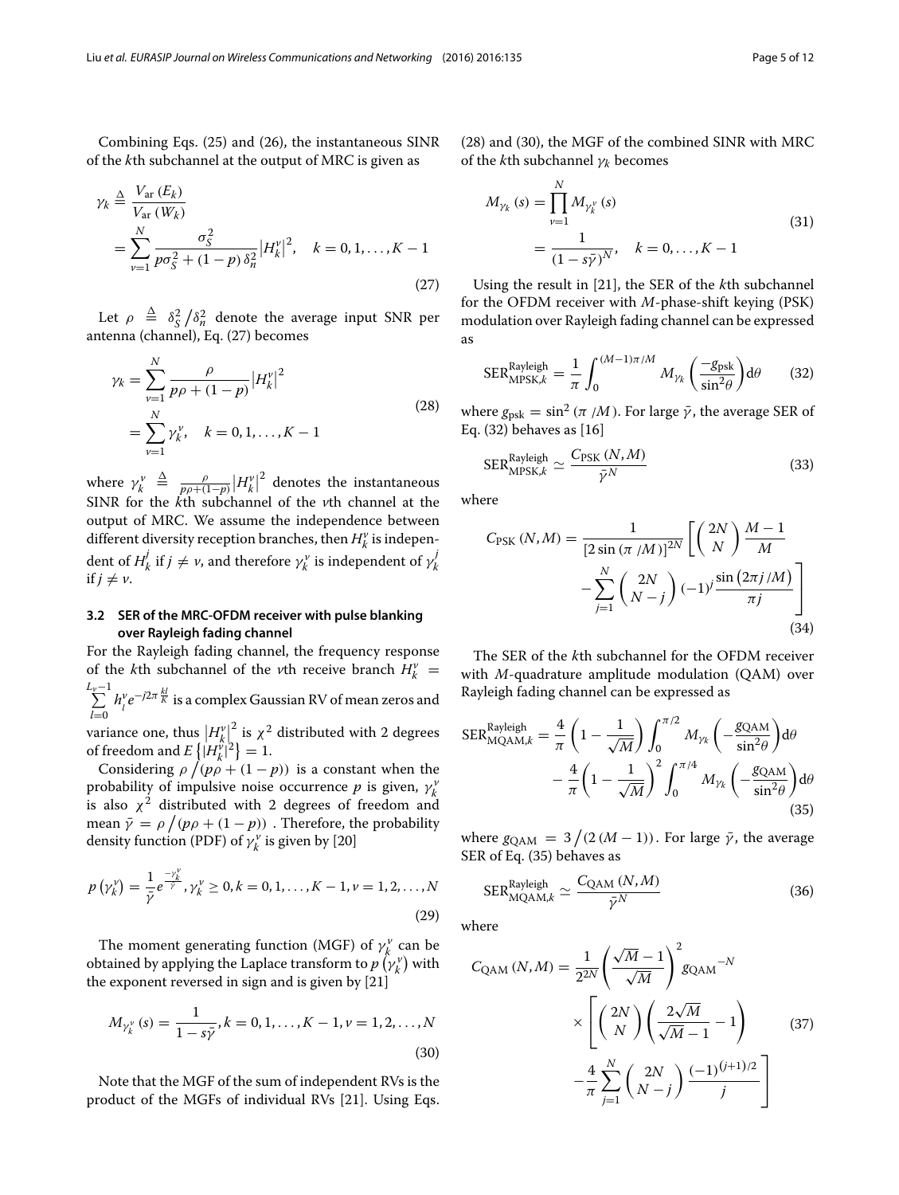Combining Eqs. (25) and (26), the instantaneous SINR of the $k$th subchannel at the output of MRC is given as

$$\gamma_k \triangleq \frac{V_{\mathrm{ar}}(E_k)}{V_{\mathrm{ar}}(W_k)} = \sum_{\nu=1}^{N} \frac{\sigma_S^2}{p\sigma_S^2 + (1-p)\,\delta_n^2} \left|H_k^\nu\right|^2, \quad k = 0, 1, \ldots, K-1 \tag{27}$$

Let $\rho \triangleq \delta_S^2 / \delta_n^2$ denote the average input SNR per antenna (channel), Eq. (27) becomes

$$\begin{aligned}\gamma_k &= \sum_{\nu=1}^{N} \frac{\rho}{p\rho + (1-p)} \left|H_k^\nu\right|^2 \\ &= \sum_{\nu=1}^{N} \gamma_k^\nu, \quad k = 0, 1, \ldots, K-1\end{aligned} \tag{28}$$

where $\gamma_k^\nu \triangleq \frac{\rho}{p\rho + (1-p)} \left|H_k^\nu\right|^2$ denotes the instantaneous SINR for the $k$th subchannel of the $\nu$th channel at the output of MRC. We assume the independence between different diversity reception branches, then $H_k^\nu$ is independent of $H_k^j$ if $j \neq \nu$, and therefore $\gamma_k^\nu$ is independent of $\gamma_k^j$ if $j \neq \nu$.

### 3.2 SER of the MRC-OFDM receiver with pulse blanking over Rayleigh fading channel

For the Rayleigh fading channel, the frequency response of the $k$th subchannel of the $\nu$th receive branch $H_k^\nu = \sum_{l=0}^{L_\nu - 1} h_l^\nu e^{-j2\pi \frac{kl}{K}}$ is a complex Gaussian RV of mean zeros and variance one, thus $\left|H_k^\nu\right|^2$ is $\chi^2$ distributed with 2 degrees of freedom and $E\left\{\left|H_k^\nu\right|^2\right\} = 1$.

Considering $\rho / (p\rho + (1-p))$ is a constant when the probability of impulsive noise occurrence $p$ is given, $\gamma_k^\nu$ is also $\chi^2$ distributed with 2 degrees of freedom and mean $\bar{\gamma} = \rho / (p\rho + (1-p))$ . Therefore, the probability density function (PDF) of $\gamma_k^\nu$ is given by [20]

$$p\left(\gamma_k^\nu\right) = \frac{1}{\bar{\gamma}} e^{\frac{-\gamma_k^\nu}{\bar{\gamma}}}, \gamma_k^\nu \geq 0, k = 0, 1, \ldots, K-1, \nu = 1, 2, \ldots, N \tag{29}$$

The moment generating function (MGF) of $\gamma_k^\nu$ can be obtained by applying the Laplace transform to $p\left(\gamma_k^\nu\right)$ with the exponent reversed in sign and is given by [21]

$$M_{\gamma_k^\nu}(s) = \frac{1}{1 - s\bar{\gamma}}, k = 0, 1, \ldots, K-1, \nu = 1, 2, \ldots, N \tag{30}$$

Note that the MGF of the sum of independent RVs is the product of the MGFs of individual RVs [21]. Using Eqs. (28) and (30), the MGF of the combined SINR with MRC of the $k$th subchannel $\gamma_k$ becomes

$$\begin{aligned}M_{\gamma_k}(s) &= \prod_{\nu=1}^{N} M_{\gamma_k^\nu}(s) \\ &= \frac{1}{(1 - s\bar{\gamma})^N}, \quad k = 0, \ldots, K-1\end{aligned} \tag{31}$$

Using the result in [21], the SER of the $k$th subchannel for the OFDM receiver with $M$-phase-shift keying (PSK) modulation over Rayleigh fading channel can be expressed as

$$\mathrm{SER}_{\mathrm{MPSK},k}^{\mathrm{Rayleigh}} = \frac{1}{\pi} \int_0^{(M-1)\pi/M} M_{\gamma_k}\left(\frac{-g_{\mathrm{psk}}}{\sin^2\theta}\right) \mathrm{d}\theta \tag{32}$$

where $g_{\mathrm{psk}} = \sin^2(\pi/M)$. For large $\bar{\gamma}$, the average SER of Eq. (32) behaves as [16]

$$\mathrm{SER}_{\mathrm{MPSK},k}^{\mathrm{Rayleigh}} \simeq \frac{C_{\mathrm{PSK}}(N, M)}{\bar{\gamma}^N} \tag{33}$$

where

$$C_{\mathrm{PSK}}(N, M) = \frac{1}{[2\sin(\pi/M)]^{2N}} \left[ \binom{2N}{N} \frac{M-1}{M} - \sum_{j=1}^{N} \binom{2N}{N-j} (-1)^j \frac{\sin(2\pi j/M)}{\pi j} \right] \tag{34}$$

The SER of the $k$th subchannel for the OFDM receiver with $M$-quadrature amplitude modulation (QAM) over Rayleigh fading channel can be expressed as

$$\begin{aligned}\mathrm{SER}_{\mathrm{MQAM},k}^{\mathrm{Rayleigh}} = &\frac{4}{\pi}\left(1 - \frac{1}{\sqrt{M}}\right) \int_0^{\pi/2} M_{\gamma_k}\left(-\frac{g_{\mathrm{QAM}}}{\sin^2\theta}\right) \mathrm{d}\theta \\ &- \frac{4}{\pi}\left(1 - \frac{1}{\sqrt{M}}\right)^2 \int_0^{\pi/4} M_{\gamma_k}\left(-\frac{g_{\mathrm{QAM}}}{\sin^2\theta}\right) \mathrm{d}\theta\end{aligned} \tag{35}$$

where $g_{\mathrm{QAM}} = 3/(2(M-1))$. For large $\bar{\gamma}$, the average SER of Eq. (35) behaves as

$$\mathrm{SER}_{\mathrm{MQAM},k}^{\mathrm{Rayleigh}} \simeq \frac{C_{\mathrm{QAM}}(N, M)}{\bar{\gamma}^N} \tag{36}$$

where

$$\begin{aligned}C_{\mathrm{QAM}}(N, M) = &\frac{1}{2^{2N}} \left(\frac{\sqrt{M} - 1}{\sqrt{M}}\right)^2 g_{\mathrm{QAM}}^{-N} \\ &\times \left[ \binom{2N}{N} \left(\frac{2\sqrt{M}}{\sqrt{M} - 1} - 1\right) - \frac{4}{\pi} \sum_{j=1}^{N} \binom{2N}{N-j} \frac{(-1)^{(j+1)/2}}{j} \right]\end{aligned} \tag{37}$$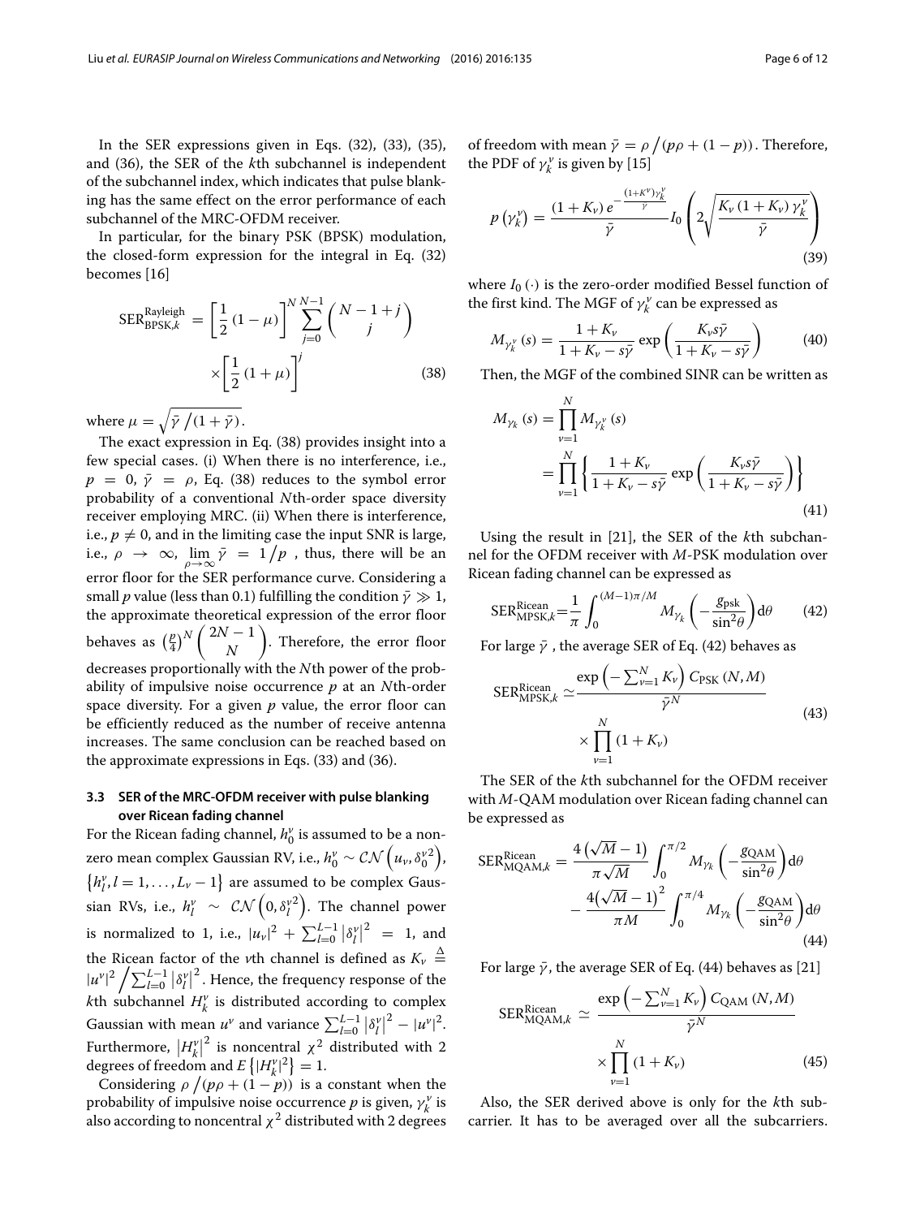In the SER expressions given in Eqs. (32), (33), (35), and (36), the SER of the $k$th subchannel is independent of the subchannel index, which indicates that pulse blanking has the same effect on the error performance of each subchannel of the MRC-OFDM receiver.

In particular, for the binary PSK (BPSK) modulation, the closed-form expression for the integral in Eq. (32) becomes [16]

$$\mathrm{SER}_{\mathrm{BPSK},k}^{\mathrm{Rayleigh}} = \left[\frac{1}{2}(1-\mu)\right]^N \sum_{j=0}^{N-1} \binom{N-1+j}{j} \times \left[\frac{1}{2}(1+\mu)\right]^j \tag{38}$$

where $\mu = \sqrt{\bar{\gamma}/(1+\bar{\gamma})}$.

The exact expression in Eq. (38) provides insight into a few special cases. (i) When there is no interference, i.e., $p = 0$, $\bar{\gamma} = \rho$, Eq. (38) reduces to the symbol error probability of a conventional $N$th-order space diversity receiver employing MRC. (ii) When there is interference, i.e., $p \neq 0$, and in the limiting case the input SNR is large, i.e., $\rho \to \infty$, $\lim_{\rho\to\infty} \bar{\gamma} = 1/p$, thus, there will be an error floor for the SER performance curve. Considering a small $p$ value (less than 0.1) fulfilling the condition $\bar{\gamma} \gg 1$, the approximate theoretical expression of the error floor behaves as $\left(\frac{p}{4}\right)^N \binom{2N-1}{N}$. Therefore, the error floor decreases proportionally with the $N$th power of the probability of impulsive noise occurrence $p$ at an $N$th-order space diversity. For a given $p$ value, the error floor can be efficiently reduced as the number of receive antenna increases. The same conclusion can be reached based on the approximate expressions in Eqs. (33) and (36).

### 3.3 SER of the MRC-OFDM receiver with pulse blanking over Ricean fading channel

For the Ricean fading channel, $h_0^\nu$ is assumed to be a nonzero mean complex Gaussian RV, i.e., $h_0^\nu \sim \mathcal{CN}\left(u_\nu, \delta_0^{\nu 2}\right)$, $\left\{h_l^\nu, l = 1, \ldots, L_\nu - 1\right\}$ are assumed to be complex Gaussian RVs, i.e., $h_l^\nu \sim \mathcal{CN}\left(0, \delta_l^{\nu 2}\right)$. The channel power is normalized to 1, i.e., $|u_\nu|^2 + \sum_{l=0}^{L-1}\left|\delta_l^\nu\right|^2 = 1$, and the Ricean factor of the $\nu$th channel is defined as $K_\nu \triangleq |u^\nu|^2 \Big/ \sum_{l=0}^{L-1}\left|\delta_l^\nu\right|^2$. Hence, the frequency response of the $k$th subchannel $H_k^\nu$ is distributed according to complex Gaussian with mean $u^\nu$ and variance $\sum_{l=0}^{L-1}\left|\delta_l^\nu\right|^2 - |u^\nu|^2$. Furthermore, $\left|H_k^\nu\right|^2$ is noncentral $\chi^2$ distributed with 2 degrees of freedom and $E\left\{|H_k^\nu|^2\right\} = 1$.

Considering $\rho/(p\rho + (1-p))$ is a constant when the probability of impulsive noise occurrence $p$ is given, $\gamma_k^\nu$ is also according to noncentral $\chi^2$ distributed with 2 degrees of freedom with mean $\bar{\gamma} = \rho/(p\rho + (1-p))$. Therefore, the PDF of $\gamma_k^\nu$ is given by [15]

$$p\left(\gamma_k^\nu\right) = \frac{(1+K_\nu)\, e^{-\frac{(1+K^\nu)\gamma_k^\nu}{\bar{\gamma}}}}{\bar{\gamma}} I_0\left(2\sqrt{\frac{K_\nu(1+K_\nu)\gamma_k^\nu}{\bar{\gamma}}}\right) \tag{39}$$

where $I_0(\cdot)$ is the zero-order modified Bessel function of the first kind. The MGF of $\gamma_k^\nu$ can be expressed as

$$M_{\gamma_k^\nu}(s) = \frac{1+K_\nu}{1+K_\nu - s\bar{\gamma}} \exp\left(\frac{K_\nu s\bar{\gamma}}{1+K_\nu - s\bar{\gamma}}\right) \tag{40}$$

Then, the MGF of the combined SINR can be written as

$$M_{\gamma_k}(s) = \prod_{\nu=1}^{N} M_{\gamma_k^\nu}(s) = \prod_{\nu=1}^{N}\left\{\frac{1+K_\nu}{1+K_\nu - s\bar{\gamma}} \exp\left(\frac{K_\nu s\bar{\gamma}}{1+K_\nu - s\bar{\gamma}}\right)\right\} \tag{41}$$

Using the result in [21], the SER of the $k$th subchannel for the OFDM receiver with $M$-PSK modulation over Ricean fading channel can be expressed as

$$\mathrm{SER}_{\mathrm{MPSK},k}^{\mathrm{Ricean}} = \frac{1}{\pi}\int_0^{(M-1)\pi/M} M_{\gamma_k}\left(-\frac{g_{\mathrm{psk}}}{\sin^2\theta}\right) \mathrm{d}\theta \tag{42}$$

For large $\bar{\gamma}$, the average SER of Eq. (42) behaves as

$$\mathrm{SER}_{\mathrm{MPSK},k}^{\mathrm{Ricean}} \simeq \frac{\exp\left(-\sum_{\nu=1}^{N} K_\nu\right) C_{\mathrm{PSK}}(N,M)}{\bar{\gamma}^N} \times \prod_{\nu=1}^{N}(1+K_\nu) \tag{43}$$

The SER of the $k$th subchannel for the OFDM receiver with $M$-QAM modulation over Ricean fading channel can be expressed as

$$\mathrm{SER}_{\mathrm{MQAM},k}^{\mathrm{Ricean}} = \frac{4\left(\sqrt{M}-1\right)}{\pi\sqrt{M}}\int_0^{\pi/2} M_{\gamma_k}\left(-\frac{g_{\mathrm{QAM}}}{\sin^2\theta}\right)\mathrm{d}\theta - \frac{4\left(\sqrt{M}-1\right)^2}{\pi M}\int_0^{\pi/4} M_{\gamma_k}\left(-\frac{g_{\mathrm{QAM}}}{\sin^2\theta}\right)\mathrm{d}\theta \tag{44}$$

For large $\bar{\gamma}$, the average SER of Eq. (44) behaves as [21]

$$\mathrm{SER}_{\mathrm{MQAM},k}^{\mathrm{Ricean}} \simeq \frac{\exp\left(-\sum_{\nu=1}^{N} K_\nu\right) C_{\mathrm{QAM}}(N,M)}{\bar{\gamma}^N} \times \prod_{\nu=1}^{N}(1+K_\nu) \tag{45}$$

Also, the SER derived above is only for the $k$th subcarrier. It has to be averaged over all the subcarriers.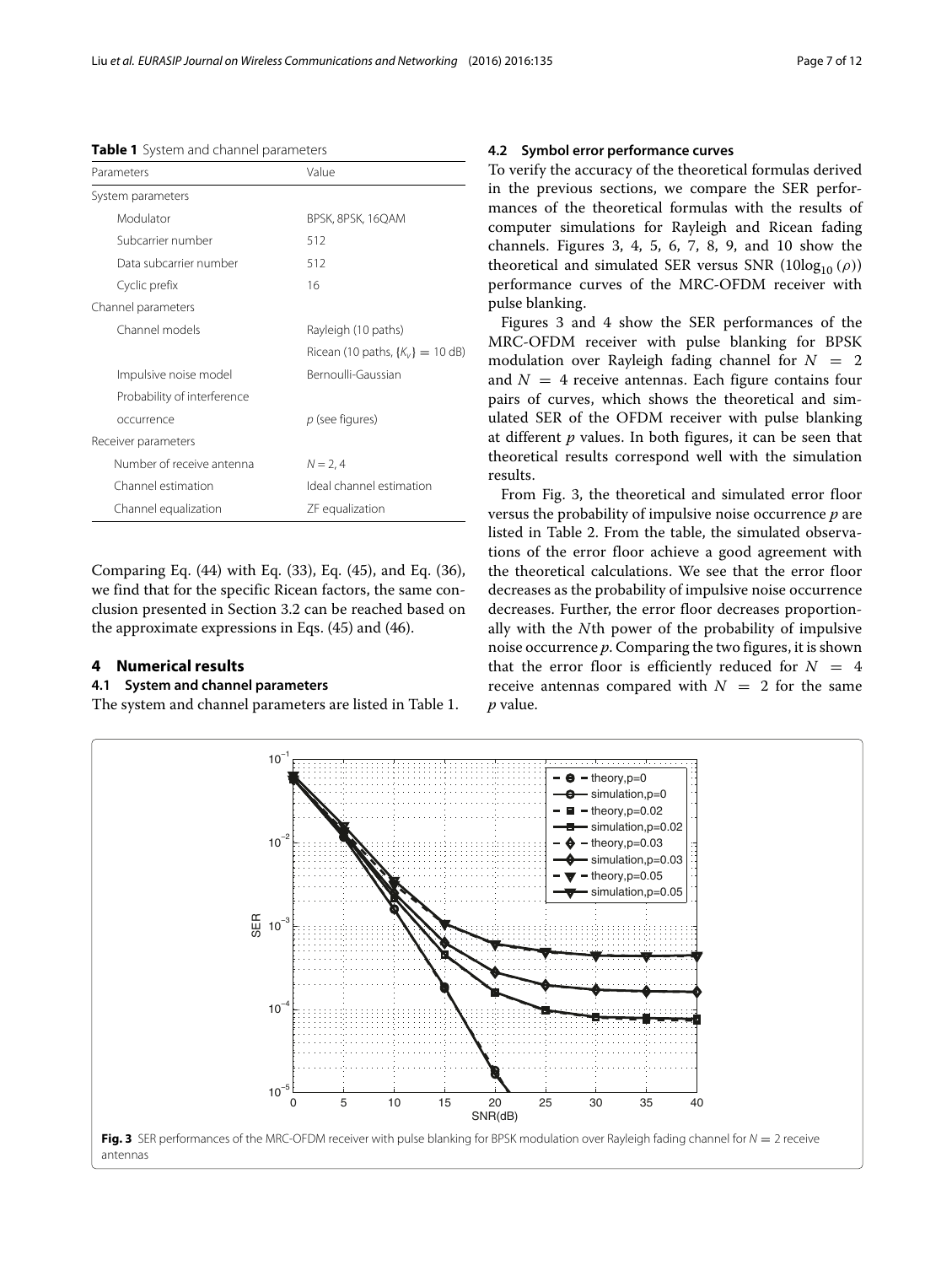**Table 1** System and channel parameters

| Parameters | Value |
|---|---|
| System parameters | |
| Modulator | BPSK, 8PSK, 16QAM |
| Subcarrier number | 512 |
| Data subcarrier number | 512 |
| Cyclic prefix | 16 |
| Channel parameters | |
| Channel models | Rayleigh (10 paths) |
| | Ricean (10 paths, $\{K_v\} = 10$ dB) |
| Impulsive noise model | Bernoulli-Gaussian |
| Probability of interference occurrence | $p$ (see figures) |
| Receiver parameters | |
| Number of receive antenna | $N = 2, 4$ |
| Channel estimation | Ideal channel estimation |
| Channel equalization | ZF equalization |

Comparing Eq. (44) with Eq. (33), Eq. (45), and Eq. (36), we find that for the specific Ricean factors, the same conclusion presented in Section 3.2 can be reached based on the approximate expressions in Eqs. (45) and (46).

## 4 Numerical results

### 4.1 System and channel parameters

The system and channel parameters are listed in Table 1.

### 4.2 Symbol error performance curves

To verify the accuracy of the theoretical formulas derived in the previous sections, we compare the SER performances of the theoretical formulas with the results of computer simulations for Rayleigh and Ricean fading channels. Figures 3, 4, 5, 6, 7, 8, 9, and 10 show the theoretical and simulated SER versus SNR ($10\log_{10}(\rho)$) performance curves of the MRC-OFDM receiver with pulse blanking.

Figures 3 and 4 show the SER performances of the MRC-OFDM receiver with pulse blanking for BPSK modulation over Rayleigh fading channel for $N = 2$ and $N = 4$ receive antennas. Each figure contains four pairs of curves, which shows the theoretical and simulated SER of the OFDM receiver with pulse blanking at different $p$ values. In both figures, it can be seen that theoretical results correspond well with the simulation results.

From Fig. 3, the theoretical and simulated error floor versus the probability of impulsive noise occurrence $p$ are listed in Table 2. From the table, the simulated observations of the error floor achieve a good agreement with the theoretical calculations. We see that the error floor decreases as the probability of impulsive noise occurrence decreases. Further, the error floor decreases proportionally with the $N$th power of the probability of impulsive noise occurrence $p$. Comparing the two figures, it is shown that the error floor is efficiently reduced for $N = 4$ receive antennas compared with $N = 2$ for the same $p$ value.

**Fig. 3** SER performances of the MRC-OFDM receiver with pulse blanking for BPSK modulation over Rayleigh fading channel for $N = 2$ receive antennas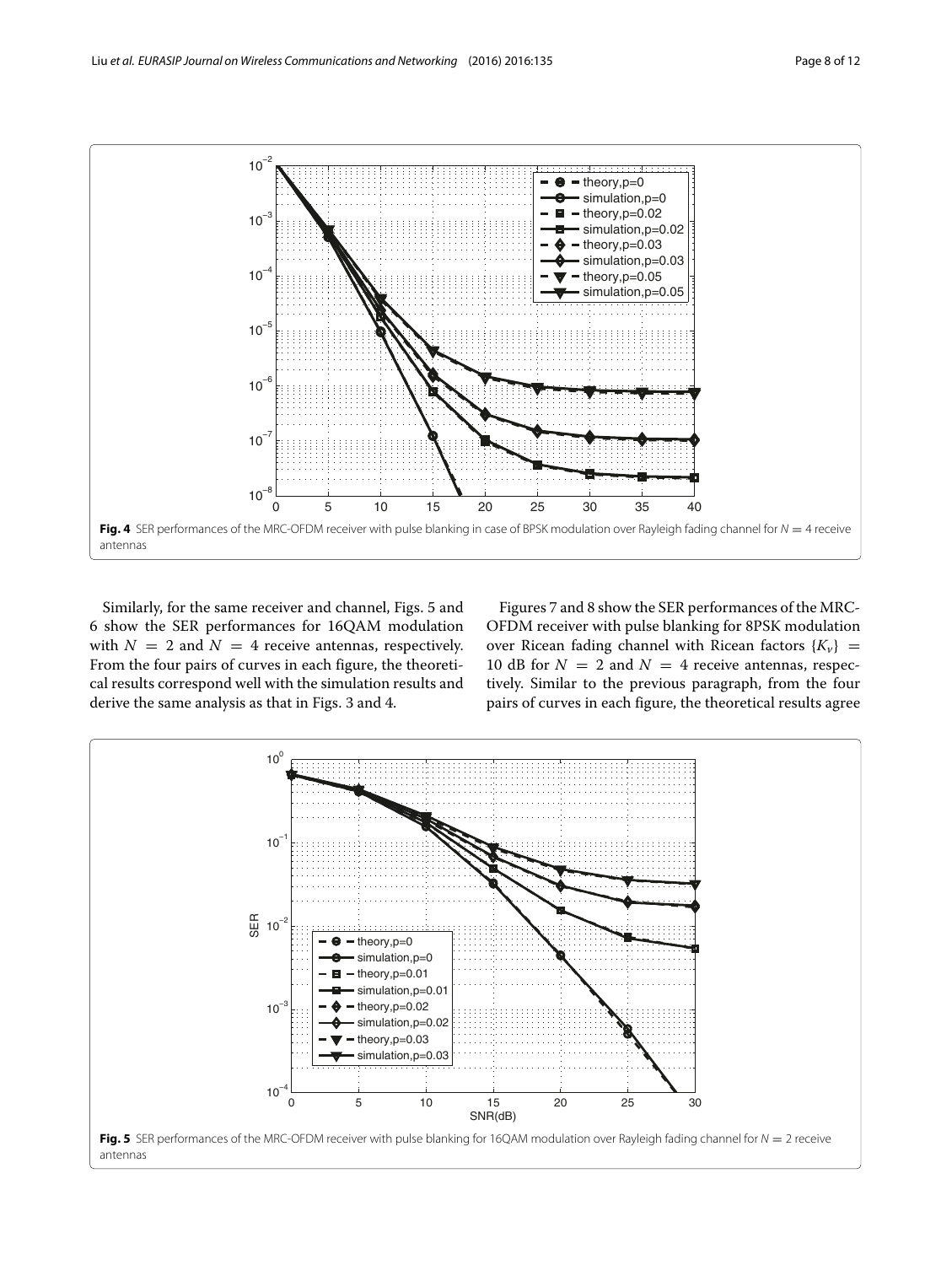Fig. 4 SER performances of the MRC-OFDM receiver with pulse blanking in case of BPSK modulation over Rayleigh fading channel for $N = 4$ receive antennas

Similarly, for the same receiver and channel, Figs. 5 and 6 show the SER performances for 16QAM modulation with $N = 2$ and $N = 4$ receive antennas, respectively. From the four pairs of curves in each figure, the theoretical results correspond well with the simulation results and derive the same analysis as that in Figs. 3 and 4.

Figures 7 and 8 show the SER performances of the MRC-OFDM receiver with pulse blanking for 8PSK modulation over Ricean fading channel with Ricean factors $\{K_v\} = 10$ dB for $N = 2$ and $N = 4$ receive antennas, respectively. Similar to the previous paragraph, from the four pairs of curves in each figure, the theoretical results agree

Fig. 5 SER performances of the MRC-OFDM receiver with pulse blanking for 16QAM modulation over Rayleigh fading channel for $N = 2$ receive antennas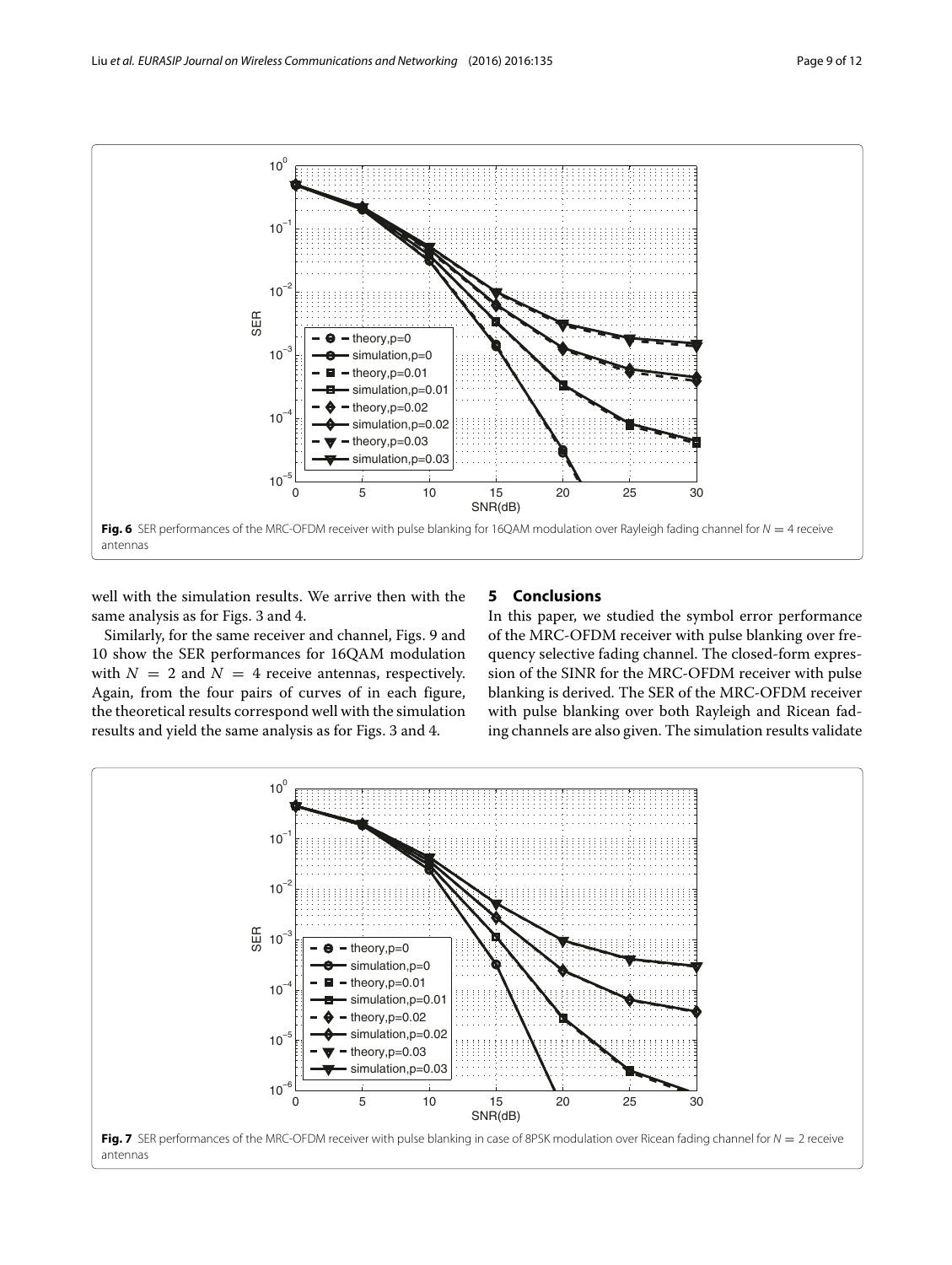Fig. 6 SER performances of the MRC-OFDM receiver with pulse blanking for 16QAM modulation over Rayleigh fading channel for $N = 4$ receive antennas

well with the simulation results. We arrive then with the same analysis as for Figs. 3 and 4.

Similarly, for the same receiver and channel, Figs. 9 and 10 show the SER performances for 16QAM modulation with $N = 2$ and $N = 4$ receive antennas, respectively. Again, from the four pairs of curves of in each figure, the theoretical results correspond well with the simulation results and yield the same analysis as for Figs. 3 and 4.

## 5 Conclusions

In this paper, we studied the symbol error performance of the MRC-OFDM receiver with pulse blanking over frequency selective fading channel. The closed-form expression of the SINR for the MRC-OFDM receiver with pulse blanking is derived. The SER of the MRC-OFDM receiver with pulse blanking over both Rayleigh and Ricean fading channels are also given. The simulation results validate

Fig. 7 SER performances of the MRC-OFDM receiver with pulse blanking in case of 8PSK modulation over Ricean fading channel for $N = 2$ receive antennas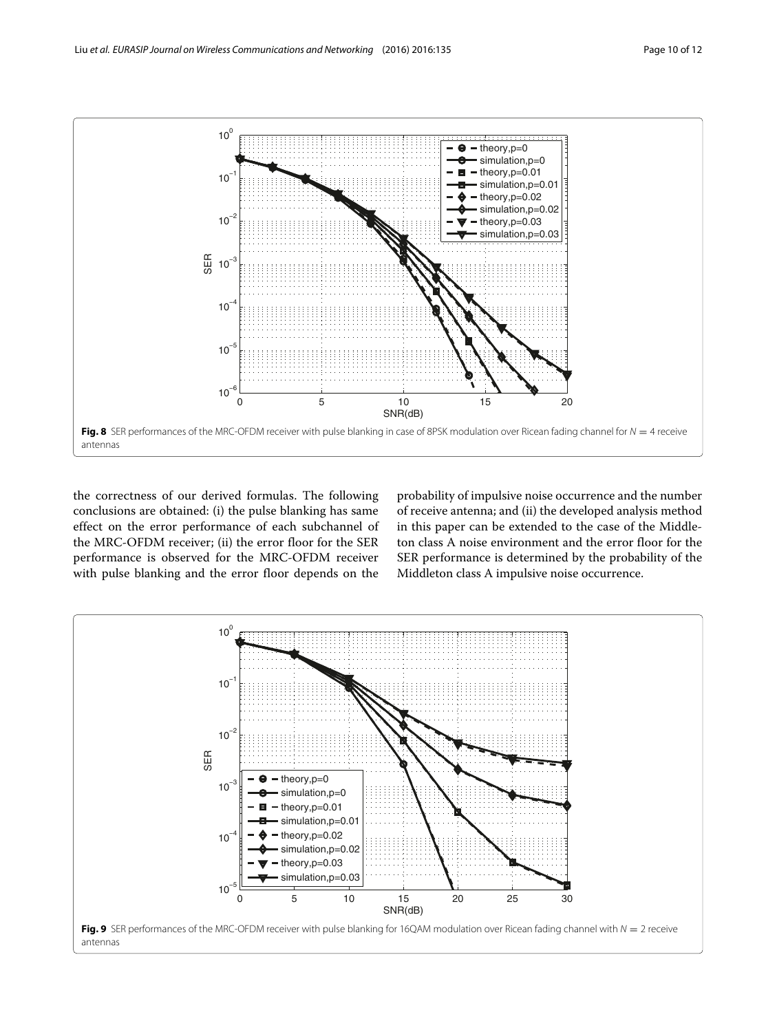**Fig. 8** SER performances of the MRC-OFDM receiver with pulse blanking in case of 8PSK modulation over Ricean fading channel for $N = 4$ receive antennas

the correctness of our derived formulas. The following conclusions are obtained: (i) the pulse blanking has same effect on the error performance of each subchannel of the MRC-OFDM receiver; (ii) the error floor for the SER performance is observed for the MRC-OFDM receiver with pulse blanking and the error floor depends on the probability of impulsive noise occurrence and the number of receive antenna; and (ii) the developed analysis method in this paper can be extended to the case of the Middleton class A noise environment and the error floor for the SER performance is determined by the probability of the Middleton class A impulsive noise occurrence.

**Fig. 9** SER performances of the MRC-OFDM receiver with pulse blanking for 16QAM modulation over Ricean fading channel with $N = 2$ receive antennas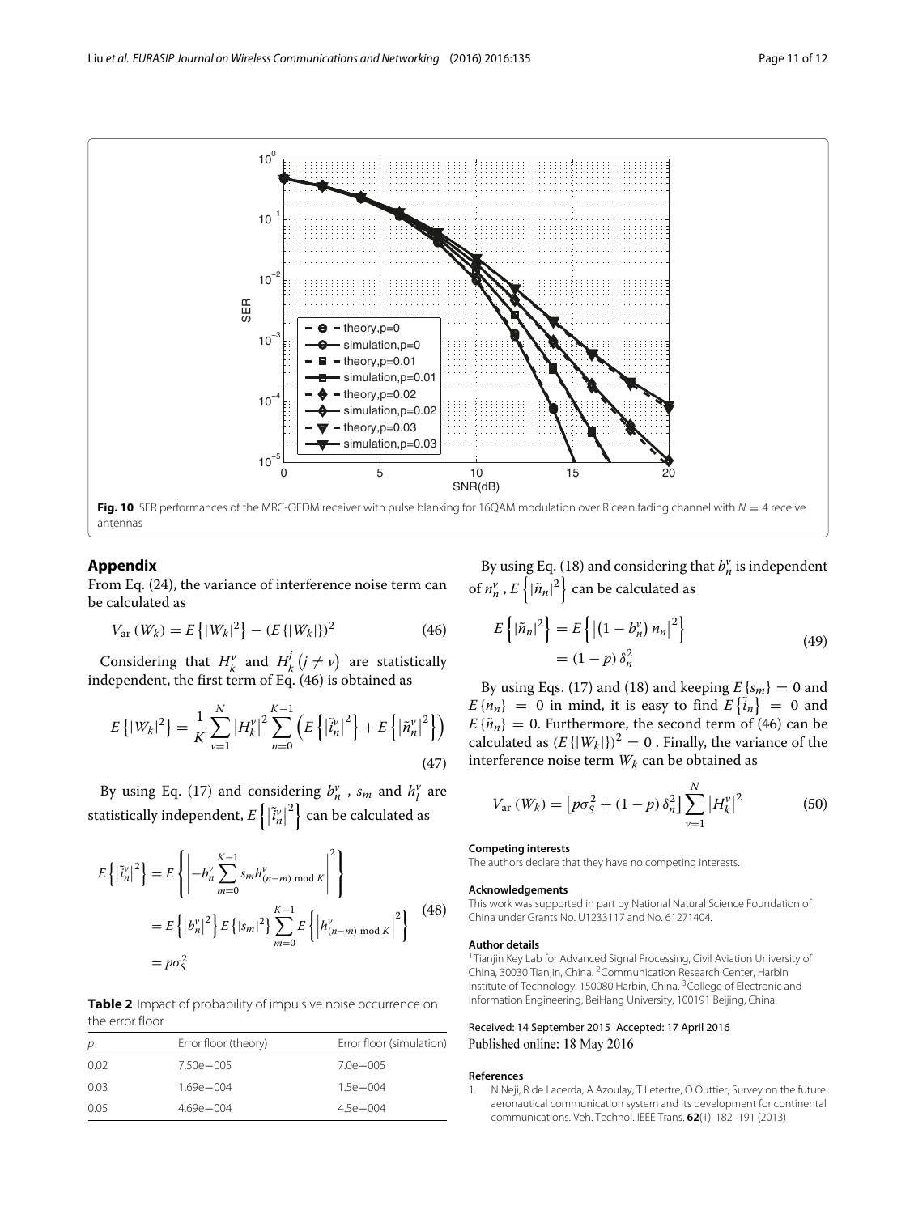**Fig. 10** SER performances of the MRC-OFDM receiver with pulse blanking for 16QAM modulation over Ricean fading channel with $N = 4$ receive antennas

## Appendix

From Eq. (24), the variance of interference noise term can be calculated as

$$V_{\rm ar}(W_k) = E\left\{|W_k|^2\right\} - \left(E\{|W_k|\}\right)^2 \tag{46}$$

Considering that $H_k^{\nu}$ and $H_k^{j}\ (j \neq \nu)$ are statistically independent, the first term of Eq. (46) is obtained as

$$E\left\{|W_k|^2\right\} = \frac{1}{K}\sum_{\nu=1}^{N}\left|H_k^{\nu}\right|^2 \sum_{n=0}^{K-1}\left(E\left\{\left|\tilde{i}_n^{\nu}\right|^2\right\} + E\left\{\left|\tilde{n}_n^{\nu}\right|^2\right\}\right) \tag{47}$$

By using Eq. (17) and considering $b_n^{\nu}$, $s_m$ and $h_l^{\nu}$ are statistically independent, $E\left\{\left|\tilde{i}_n^{\nu}\right|^2\right\}$ can be calculated as

$$\begin{aligned} E\left\{\left|\tilde{i}_n^{\nu}\right|^2\right\} &= E\left\{\left|-b_n^{\nu}\sum_{m=0}^{K-1} s_m h_{(n-m) \bmod K}^{\nu}\right|^2\right\} \\ &= E\left\{\left|b_n^{\nu}\right|^2\right\} E\left\{|s_m|^2\right\} \sum_{m=0}^{K-1} E\left\{\left|h_{(n-m) \bmod K}^{\nu}\right|^2\right\} \\ &= p\sigma_S^2 \end{aligned} \tag{48}$$

**Table 2** Impact of probability of impulsive noise occurrence on the error floor

| $p$ | Error floor (theory) | Error floor (simulation) |
|---|---|---|
| 0.02 | 7.50e−005 | 7.0e−005 |
| 0.03 | 1.69e−004 | 1.5e−004 |
| 0.05 | 4.69e−004 | 4.5e−004 |

By using Eq. (18) and considering that $b_n^{\nu}$ is independent of $n_n^{\nu}$, $E\left\{|\tilde{n}_n|^2\right\}$ can be calculated as

$$\begin{aligned} E\left\{|\tilde{n}_n|^2\right\} &= E\left\{\left|\left(1 - b_n^{\nu}\right) n_n\right|^2\right\} \\ &= (1-p)\,\delta_n^2 \end{aligned} \tag{49}$$

By using Eqs. (17) and (18) and keeping $E\{s_m\} = 0$ and $E\{n_n\} = 0$ in mind, it is easy to find $E\left\{\tilde{i}_n\right\} = 0$ and $E\{\tilde{n}_n\} = 0$. Furthermore, the second term of (46) can be calculated as $\left(E\{|W_k|\}\right)^2 = 0$ . Finally, the variance of the interference noise term $W_k$ can be obtained as

$$V_{\rm ar}(W_k) = \left[p\sigma_S^2 + (1-p)\,\delta_n^2\right]\sum_{\nu=1}^{N}\left|H_k^{\nu}\right|^2 \tag{50}$$

#### Competing interests

The authors declare that they have no competing interests.

#### Acknowledgements

This work was supported in part by National Natural Science Foundation of China under Grants No. U1233117 and No. 61271404.

#### Author details

[1]Tianjin Key Lab for Advanced Signal Processing, Civil Aviation University of China, 30030 Tianjin, China. [2]Communication Research Center, Harbin Institute of Technology, 150080 Harbin, China. [3]College of Electronic and Information Engineering, BeiHang University, 100191 Beijing, China.

Received: 14 September 2015 Accepted: 17 April 2016
Published online: 18 May 2016

#### References

1. N Neji, R de Lacerda, A Azoulay, T Letertre, O Outtier, Survey on the future aeronautical communication system and its development for continental communications. Veh. Technol. IEEE Trans. **62**(1), 182–191 (2013)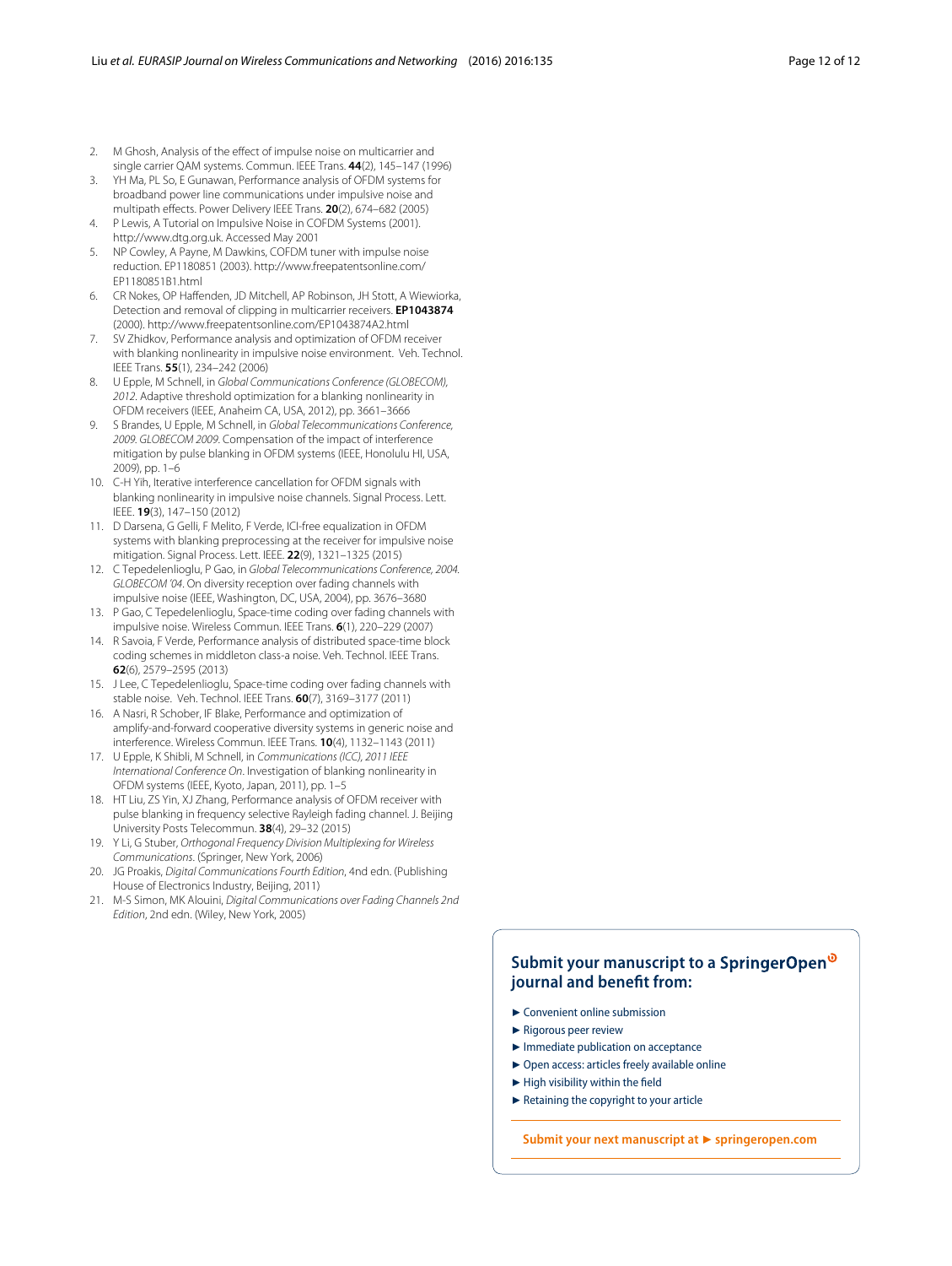2. M Ghosh, Analysis of the effect of impulse noise on multicarrier and single carrier QAM systems. Commun. IEEE Trans. **44**(2), 145–147 (1996)
3. YH Ma, PL So, E Gunawan, Performance analysis of OFDM systems for broadband power line communications under impulsive noise and multipath effects. Power Delivery IEEE Trans. **20**(2), 674–682 (2005)
4. P Lewis, A Tutorial on Impulsive Noise in COFDM Systems (2001). http://www.dtg.org.uk. Accessed May 2001
5. NP Cowley, A Payne, M Dawkins, COFDM tuner with impulse noise reduction. EP1180851 (2003). http://www.freepatentsonline.com/EP1180851B1.html
6. CR Nokes, OP Haffenden, JD Mitchell, AP Robinson, JH Stott, A Wiewiorka, Detection and removal of clipping in multicarrier receivers. **EP1043874** (2000). http://www.freepatentsonline.com/EP1043874A2.html
7. SV Zhidkov, Performance analysis and optimization of OFDM receiver with blanking nonlinearity in impulsive noise environment. Veh. Technol. IEEE Trans. **55**(1), 234–242 (2006)
8. U Epple, M Schnell, in *Global Communications Conference (GLOBECOM), 2012*. Adaptive threshold optimization for a blanking nonlinearity in OFDM receivers (IEEE, Anaheim CA, USA, 2012), pp. 3661–3666
9. S Brandes, U Epple, M Schnell, in *Global Telecommunications Conference, 2009. GLOBECOM 2009*. Compensation of the impact of interference mitigation by pulse blanking in OFDM systems (IEEE, Honolulu HI, USA, 2009), pp. 1–6
10. C-H Yih, Iterative interference cancellation for OFDM signals with blanking nonlinearity in impulsive noise channels. Signal Process. Lett. IEEE. **19**(3), 147–150 (2012)
11. D Darsena, G Gelli, F Melito, F Verde, ICI-free equalization in OFDM systems with blanking preprocessing at the receiver for impulsive noise mitigation. Signal Process. Lett. IEEE. **22**(9), 1321–1325 (2015)
12. C Tepedelenlioglu, P Gao, in *Global Telecommunications Conference, 2004. GLOBECOM '04*. On diversity reception over fading channels with impulsive noise (IEEE, Washington, DC, USA, 2004), pp. 3676–3680
13. P Gao, C Tepedelenlioglu, Space-time coding over fading channels with impulsive noise. Wireless Commun. IEEE Trans. **6**(1), 220–229 (2007)
14. R Savoia, F Verde, Performance analysis of distributed space-time block coding schemes in middleton class-a noise. Veh. Technol. IEEE Trans. **62**(6), 2579–2595 (2013)
15. J Lee, C Tepedelenlioglu, Space-time coding over fading channels with stable noise. Veh. Technol. IEEE Trans. **60**(7), 3169–3177 (2011)
16. A Nasri, R Schober, IF Blake, Performance and optimization of amplify-and-forward cooperative diversity systems in generic noise and interference. Wireless Commun. IEEE Trans. **10**(4), 1132–1143 (2011)
17. U Epple, K Shibli, M Schnell, in *Communications (ICC), 2011 IEEE International Conference On*. Investigation of blanking nonlinearity in OFDM systems (IEEE, Kyoto, Japan, 2011), pp. 1–5
18. HT Liu, ZS Yin, XJ Zhang, Performance analysis of OFDM receiver with pulse blanking in frequency selective Rayleigh fading channel. J. Beijing University Posts Telecommun. **38**(4), 29–32 (2015)
19. Y Li, G Stuber, *Orthogonal Frequency Division Multiplexing for Wireless Communications*. (Springer, New York, 2006)
20. JG Proakis, *Digital Communications Fourth Edition*, 4nd edn. (Publishing House of Electronics Industry, Beijing, 2011)
21. M-S Simon, MK Alouini, *Digital Communications over Fading Channels 2nd Edition*, 2nd edn. (Wiley, New York, 2005)

**Submit your manuscript to a SpringerOpen journal and benefit from:**

- ► Convenient online submission
- ► Rigorous peer review
- ► Immediate publication on acceptance
- ► Open access: articles freely available online
- ► High visibility within the field
- ► Retaining the copyright to your article

**Submit your next manuscript at ► springeropen.com**